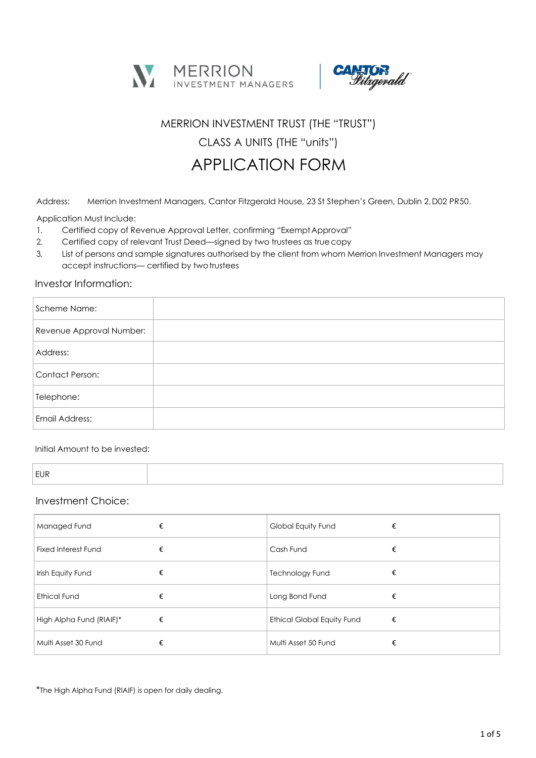MERRION INVESTMENT TRUST (THE "TRUST")

CLASS A UNITS (THE "units")

# APPLICATION FORM

Address: Merrion Investment Managers, Cantor Fitzgerald House, 23 St Stephen's Green, Dublin 2, D02 PR50.

Application Must Include:

1. Certified copy of Revenue Approval Letter, confirming "Exempt Approval"
2. Certified copy of relevant Trust Deed—signed by two trustees as true copy
3. List of persons and sample signatures authorised by the client from whom Merrion Investment Managers may accept instructions— certified by two trustees

## Investor Information:

| | |
|---|---|
| Scheme Name: | |
| Revenue Approval Number: | |
| Address: | |
| Contact Person: | |
| Telephone: | |
| Email Address: | |

Initial Amount to be invested:

| | |
|---|---|
| EUR | |

## Investment Choice:

| | | | |
|---|---|---|---|
| Managed Fund | € | Global Equity Fund | € |
| Fixed Interest Fund | € | Cash Fund | € |
| Irish Equity Fund | € | Technology Fund | € |
| Ethical Fund | € | Long Bond Fund | € |
| High Alpha Fund (RIAIF)* | € | Ethical Global Equity Fund | € |
| Multi Asset 30 Fund | € | Multi Asset 50 Fund | € |

*The High Alpha Fund (RIAIF) is open for daily dealing.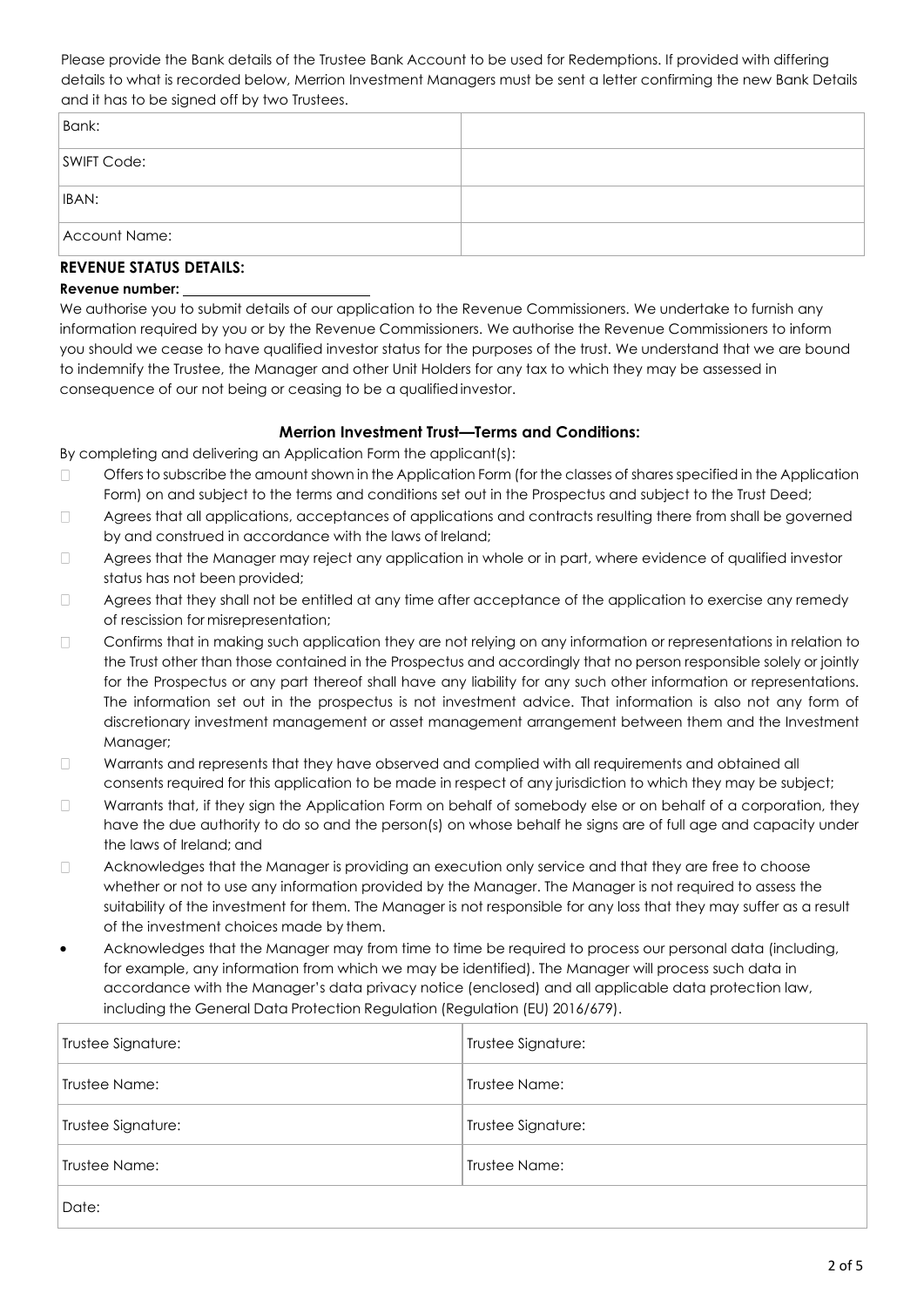Please provide the Bank details of the Trustee Bank Account to be used for Redemptions. If provided with differing details to what is recorded below, Merrion Investment Managers must be sent a letter confirming the new Bank Details and it has to be signed off by two Trustees.

| Bank: | |
|---|---|
| SWIFT Code: | |
| IBAN: | |
| Account Name: | |

**REVENUE STATUS DETAILS:**

**Revenue number:** ___________________________

We authorise you to submit details of our application to the Revenue Commissioners. We undertake to furnish any information required by you or by the Revenue Commissioners. We authorise the Revenue Commissioners to inform you should we cease to have qualified investor status for the purposes of the trust. We understand that we are bound to indemnify the Trustee, the Manager and other Unit Holders for any tax to which they may be assessed in consequence of our not being or ceasing to be a qualified investor.

### Merrion Investment Trust—Terms and Conditions:

By completing and delivering an Application Form the applicant(s):

- Offers to subscribe the amount shown in the Application Form (for the classes of shares specified in the Application Form) on and subject to the terms and conditions set out in the Prospectus and subject to the Trust Deed;
- Agrees that all applications, acceptances of applications and contracts resulting there from shall be governed by and construed in accordance with the laws of Ireland;
- Agrees that the Manager may reject any application in whole or in part, where evidence of qualified investor status has not been provided;
- Agrees that they shall not be entitled at any time after acceptance of the application to exercise any remedy of rescission for misrepresentation;
- Confirms that in making such application they are not relying on any information or representations in relation to the Trust other than those contained in the Prospectus and accordingly that no person responsible solely or jointly for the Prospectus or any part thereof shall have any liability for any such other information or representations. The information set out in the prospectus is not investment advice. That information is also not any form of discretionary investment management or asset management arrangement between them and the Investment Manager;
- Warrants and represents that they have observed and complied with all requirements and obtained all consents required for this application to be made in respect of any jurisdiction to which they may be subject;
- Warrants that, if they sign the Application Form on behalf of somebody else or on behalf of a corporation, they have the due authority to do so and the person(s) on whose behalf he signs are of full age and capacity under the laws of Ireland; and
- Acknowledges that the Manager is providing an execution only service and that they are free to choose whether or not to use any information provided by the Manager. The Manager is not required to assess the suitability of the investment for them. The Manager is not responsible for any loss that they may suffer as a result of the investment choices made by them.
- Acknowledges that the Manager may from time to time be required to process our personal data (including, for example, any information from which we may be identified). The Manager will process such data in accordance with the Manager's data privacy notice (enclosed) and all applicable data protection law, including the General Data Protection Regulation (Regulation (EU) 2016/679).

| Trustee Signature: | Trustee Signature: |
|---|---|
| Trustee Name: | Trustee Name: |
| Trustee Signature: | Trustee Signature: |
| Trustee Name: | Trustee Name: |
| Date: | |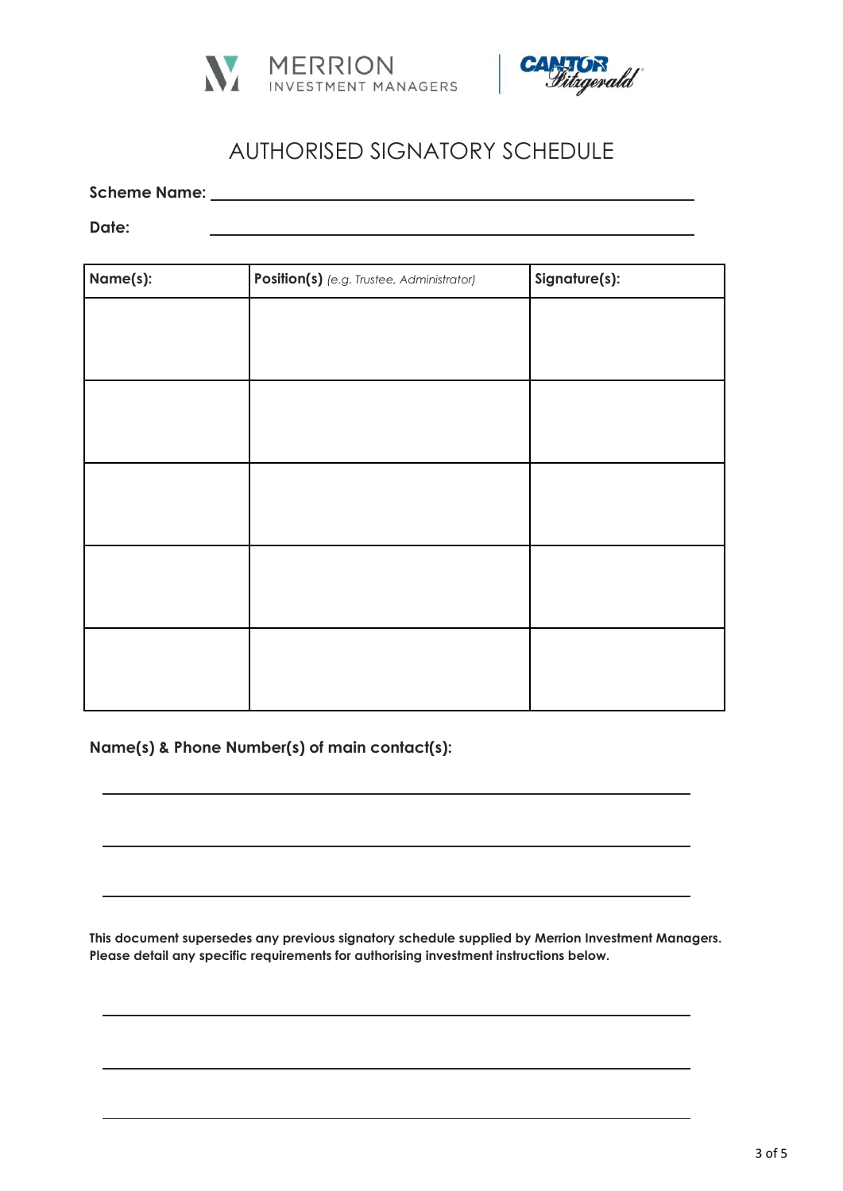MERRION INVESTMENT MANAGERS | CANTOR Fitzgerald

# AUTHORISED SIGNATORY SCHEDULE

**Scheme Name:** ______________________________________________

**Date:** ______________________________________________

| **Name(s):** | **Position(s)** *(e.g. Trustee, Administrator)* | **Signature(s):** |
|---|---|---|
| | | |
| | | |
| | | |
| | | |
| | | |

**Name(s) & Phone Number(s) of main contact(s):**

______________________________________________

______________________________________________

______________________________________________

**This document supersedes any previous signatory schedule supplied by Merrion Investment Managers. Please detail any specific requirements for authorising investment instructions below.**

______________________________________________

______________________________________________

______________________________________________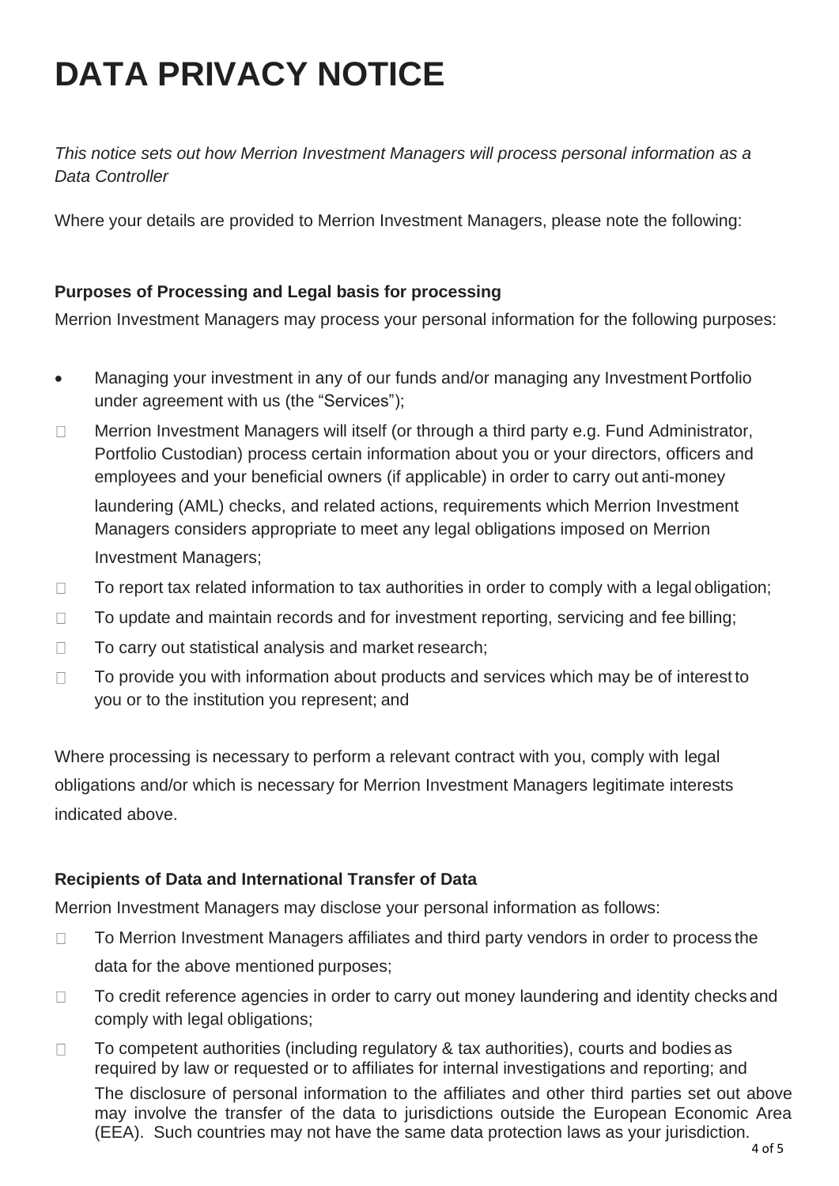# DATA PRIVACY NOTICE

*This notice sets out how Merrion Investment Managers will process personal information as a Data Controller*

Where your details are provided to Merrion Investment Managers, please note the following:

**Purposes of Processing and Legal basis for processing**

Merrion Investment Managers may process your personal information for the following purposes:

- Managing your investment in any of our funds and/or managing any Investment Portfolio under agreement with us (the "Services");
- Merrion Investment Managers will itself (or through a third party e.g. Fund Administrator, Portfolio Custodian) process certain information about you or your directors, officers and employees and your beneficial owners (if applicable) in order to carry out anti-money laundering (AML) checks, and related actions, requirements which Merrion Investment Managers considers appropriate to meet any legal obligations imposed on Merrion Investment Managers;
- To report tax related information to tax authorities in order to comply with a legal obligation;
- To update and maintain records and for investment reporting, servicing and fee billing;
- To carry out statistical analysis and market research;
- To provide you with information about products and services which may be of interest to you or to the institution you represent; and

Where processing is necessary to perform a relevant contract with you, comply with legal obligations and/or which is necessary for Merrion Investment Managers legitimate interests indicated above.

**Recipients of Data and International Transfer of Data**

Merrion Investment Managers may disclose your personal information as follows:

- To Merrion Investment Managers affiliates and third party vendors in order to process the data for the above mentioned purposes;
- To credit reference agencies in order to carry out money laundering and identity checks and comply with legal obligations;
- To competent authorities (including regulatory & tax authorities), courts and bodies as required by law or requested or to affiliates for internal investigations and reporting; and

  The disclosure of personal information to the affiliates and other third parties set out above may involve the transfer of the data to jurisdictions outside the European Economic Area (EEA). Such countries may not have the same data protection laws as your jurisdiction.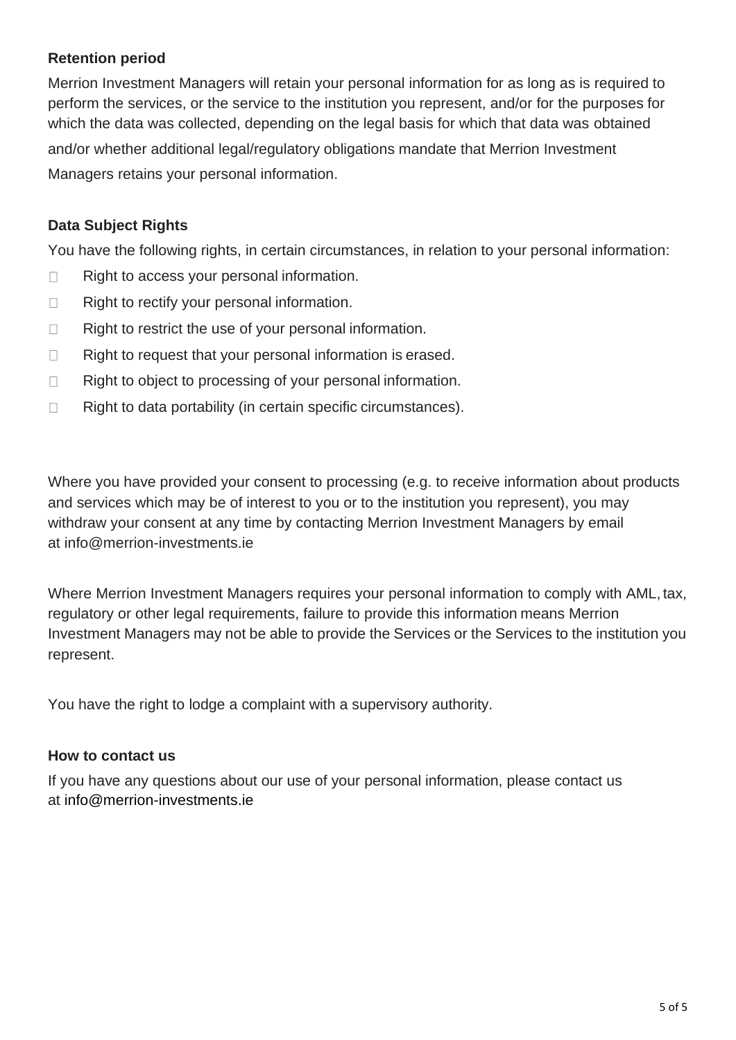### Retention period

Merrion Investment Managers will retain your personal information for as long as is required to perform the services, or the service to the institution you represent, and/or for the purposes for which the data was collected, depending on the legal basis for which that data was obtained and/or whether additional legal/regulatory obligations mandate that Merrion Investment Managers retains your personal information.

### Data Subject Rights

You have the following rights, in certain circumstances, in relation to your personal information:

- Right to access your personal information.
- Right to rectify your personal information.
- Right to restrict the use of your personal information.
- Right to request that your personal information is erased.
- Right to object to processing of your personal information.
- Right to data portability (in certain specific circumstances).

Where you have provided your consent to processing (e.g. to receive information about products and services which may be of interest to you or to the institution you represent), you may withdraw your consent at any time by contacting Merrion Investment Managers by email at info@merrion-investments.ie

Where Merrion Investment Managers requires your personal information to comply with AML, tax, regulatory or other legal requirements, failure to provide this information means Merrion Investment Managers may not be able to provide the Services or the Services to the institution you represent.

You have the right to lodge a complaint with a supervisory authority.

### How to contact us

If you have any questions about our use of your personal information, please contact us at info@merrion-investments.ie